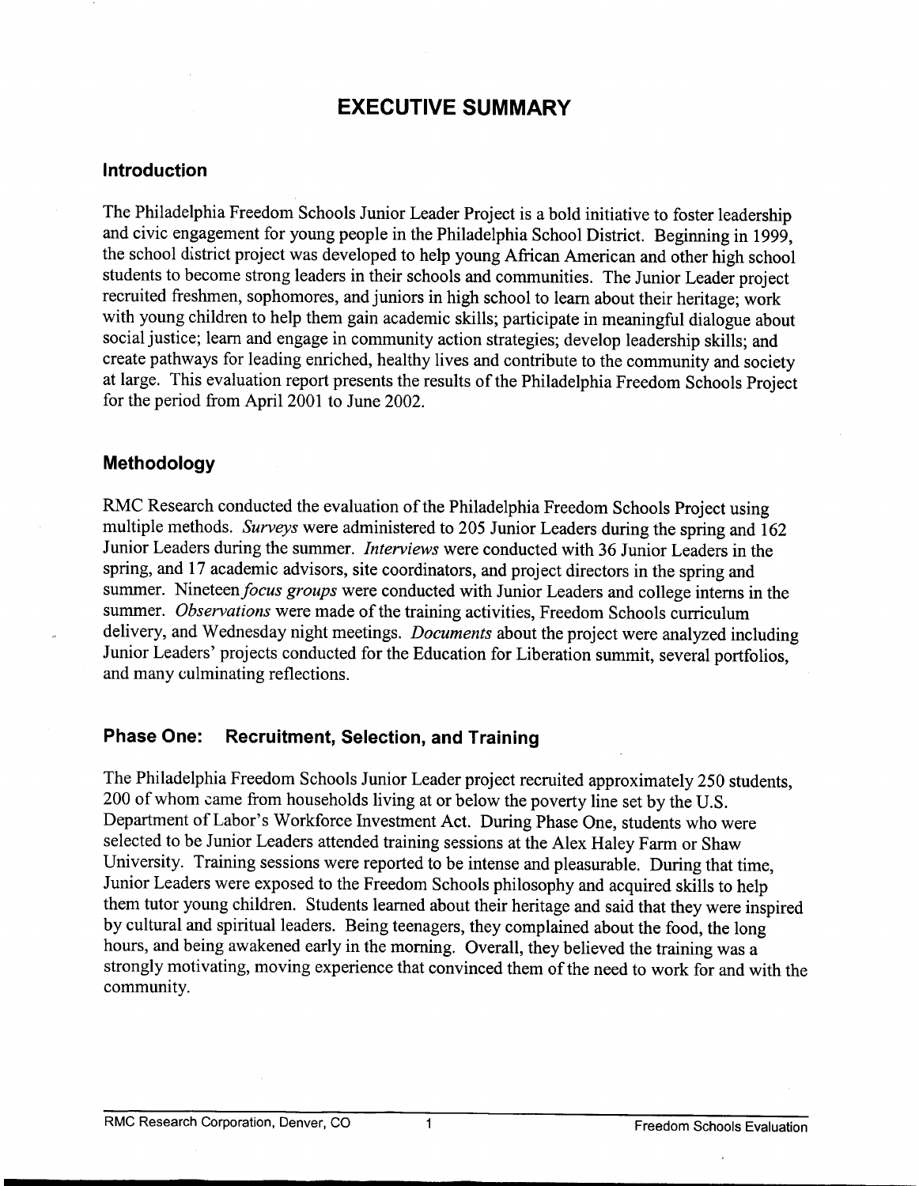# EXECUTIVE SUMMARY

## Introduction

The Philadelphia Freedom Schools Junior Leader Project is a bold initiative to foster leadership and civic engagement for young people in the Philadelphia School District. Beginning in 1999, the school district project was developed to help young African American and other high school students to become strong leaders in their schools and communities. The Junior Leader project recruited freshmen, sophomores, and juniors in high school to learn about their heritage; work with young children to help them gain academic skills; participate in meaningful dialogue about social justice; learn and engage in community action strategies; develop leadership skills; and create pathways for leading enriched, healthy lives and contribute to the community and society at large. This evaluation report presents the results of the Philadelphia Freedom Schools Project for the period from April 2001 to June 2002.

## Methodology

RMC Research conducted the evaluation of the Philadelphia Freedom Schools Project using multiple methods. *Surveys* were administered to 205 Junior Leaders during the spring and 162 Junior Leaders during the summer. *Interviews* were conducted with 36 Junior Leaders in the spring, and 17 academic advisors, site coordinators, and project directors in the spring and summer. Nineteen *focus groups* were conducted with Junior Leaders and college interns in the summer. *Observations* were made of the training activities, Freedom Schools curriculum delivery, and Wednesday night meetings. *Documents* about the project were analyzed including Junior Leaders' projects conducted for the Education for Liberation summit, several portfolios, and many culminating reflections.

## Phase One: Recruitment, Selection, and Training

The Philadelphia Freedom Schools Junior Leader project recruited approximately 250 students, 200 of whom came from households living at or below the poverty line set by the U.S. Department of Labor's Workforce Investment Act. During Phase One, students who were selected to be Junior Leaders attended training sessions at the Alex Haley Farm or Shaw University. Training sessions were reported to be intense and pleasurable. During that time, Junior Leaders were exposed to the Freedom Schools philosophy and acquired skills to help them tutor young children. Students learned about their heritage and said that they were inspired by cultural and spiritual leaders. Being teenagers, they complained about the food, the long hours, and being awakened early in the morning. Overall, they believed the training was a strongly motivating, moving experience that convinced them of the need to work for and with the community.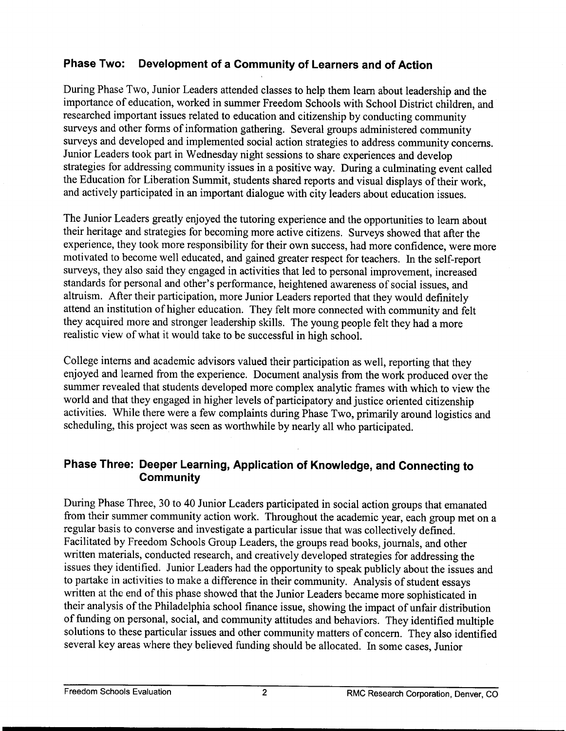## Phase Two: Development of a Community of Learners and of Action

During Phase Two, Junior Leaders attended classes to help them learn about leadership and the importance of education, worked in summer Freedom Schools with School District children, and researched important issues related to education and citizenship by conducting community surveys and other forms of information gathering. Several groups administered community surveys and developed and implemented social action strategies to address community concerns. Junior Leaders took part in Wednesday night sessions to share experiences and develop strategies for addressing community issues in a positive way. During a culminating event called the Education for Liberation Summit, students shared reports and visual displays of their work, and actively participated in an important dialogue with city leaders about education issues.

The Junior Leaders greatly enjoyed the tutoring experience and the opportunities to learn about their heritage and strategies for becoming more active citizens. Surveys showed that after the experience, they took more responsibility for their own success, had more confidence, were more motivated to become well educated, and gained greater respect for teachers. In the self-report surveys, they also said they engaged in activities that led to personal improvement, increased standards for personal and other's performance, heightened awareness of social issues, and altruism. After their participation, more Junior Leaders reported that they would definitely attend an institution of higher education. They felt more connected with community and felt they acquired more and stronger leadership skills. The young people felt they had a more realistic view of what it would take to be successful in high school.

College interns and academic advisors valued their participation as well, reporting that they enjoyed and learned from the experience. Document analysis from the work produced over the summer revealed that students developed more complex analytic frames with which to view the world and that they engaged in higher levels of participatory and justice oriented citizenship activities. While there were a few complaints during Phase Two, primarily around logistics and scheduling, this project was seen as worthwhile by nearly all who participated.

## Phase Three: Deeper Learning, Application of Knowledge, and Connecting to Community

During Phase Three, 30 to 40 Junior Leaders participated in social action groups that emanated from their summer community action work. Throughout the academic year, each group met on a regular basis to converse and investigate a particular issue that was collectively defined. Facilitated by Freedom Schools Group Leaders, the groups read books, journals, and other written materials, conducted research, and creatively developed strategies for addressing the issues they identified. Junior Leaders had the opportunity to speak publicly about the issues and to partake in activities to make a difference in their community. Analysis of student essays written at the end of this phase showed that the Junior Leaders became more sophisticated in their analysis of the Philadelphia school finance issue, showing the impact of unfair distribution of funding on personal, social, and community attitudes and behaviors. They identified multiple solutions to these particular issues and other community matters of concern. They also identified several key areas where they believed funding should be allocated. In some cases, Junior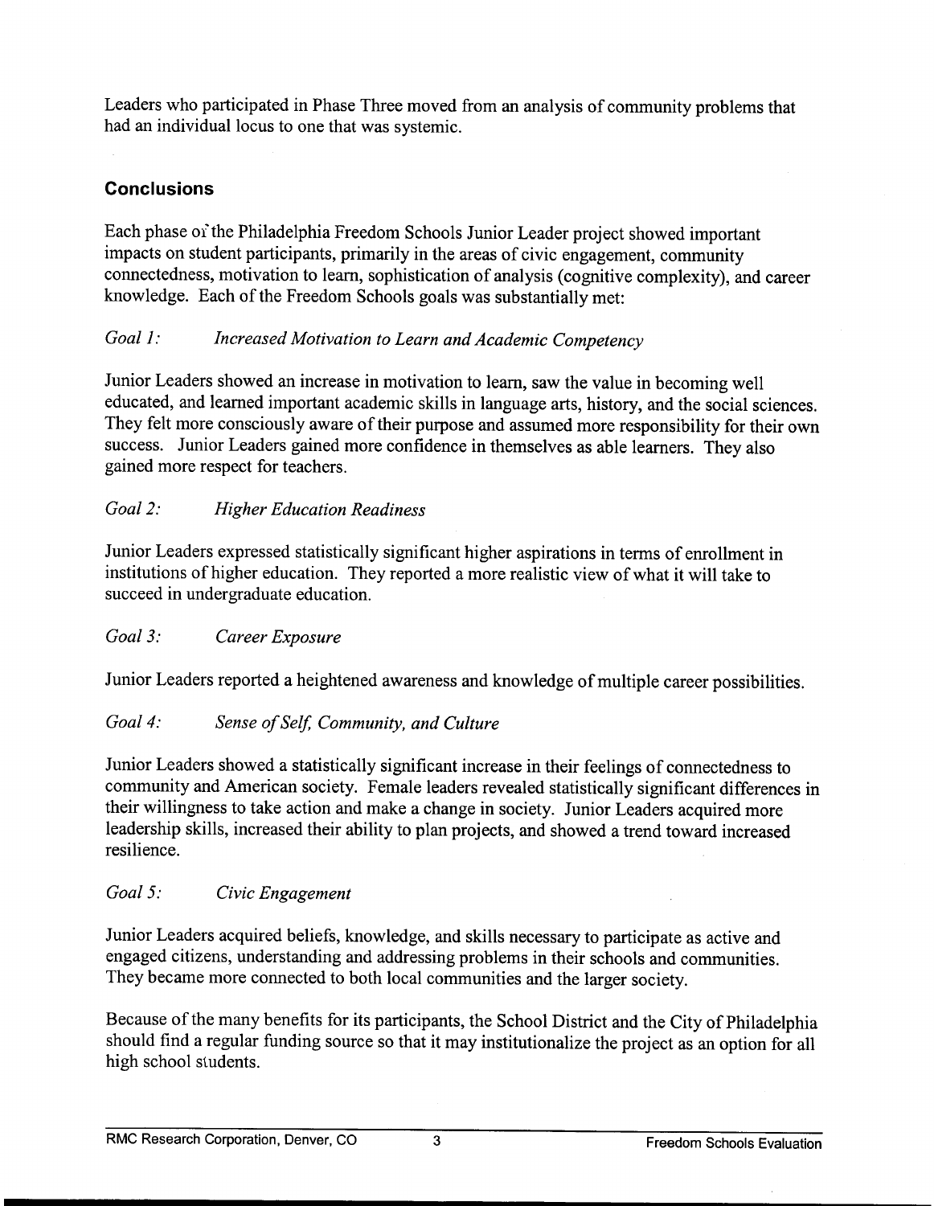Leaders who participated in Phase Three moved from an analysis of community problems that had an individual locus to one that was systemic.

## Conclusions

Each phase of the Philadelphia Freedom Schools Junior Leader project showed important impacts on student participants, primarily in the areas of civic engagement, community connectedness, motivation to learn, sophistication of analysis (cognitive complexity), and career knowledge. Each of the Freedom Schools goals was substantially met:

*Goal 1: Increased Motivation to Learn and Academic Competency*

Junior Leaders showed an increase in motivation to learn, saw the value in becoming well educated, and learned important academic skills in language arts, history, and the social sciences. They felt more consciously aware of their purpose and assumed more responsibility for their own success. Junior Leaders gained more confidence in themselves as able learners. They also gained more respect for teachers.

*Goal 2: Higher Education Readiness*

Junior Leaders expressed statistically significant higher aspirations in terms of enrollment in institutions of higher education. They reported a more realistic view of what it will take to succeed in undergraduate education.

*Goal 3: Career Exposure*

Junior Leaders reported a heightened awareness and knowledge of multiple career possibilities.

*Goal 4: Sense of Self, Community, and Culture*

Junior Leaders showed a statistically significant increase in their feelings of connectedness to community and American society. Female leaders revealed statistically significant differences in their willingness to take action and make a change in society. Junior Leaders acquired more leadership skills, increased their ability to plan projects, and showed a trend toward increased resilience.

*Goal 5: Civic Engagement*

Junior Leaders acquired beliefs, knowledge, and skills necessary to participate as active and engaged citizens, understanding and addressing problems in their schools and communities. They became more connected to both local communities and the larger society.

Because of the many benefits for its participants, the School District and the City of Philadelphia should find a regular funding source so that it may institutionalize the project as an option for all high school students.